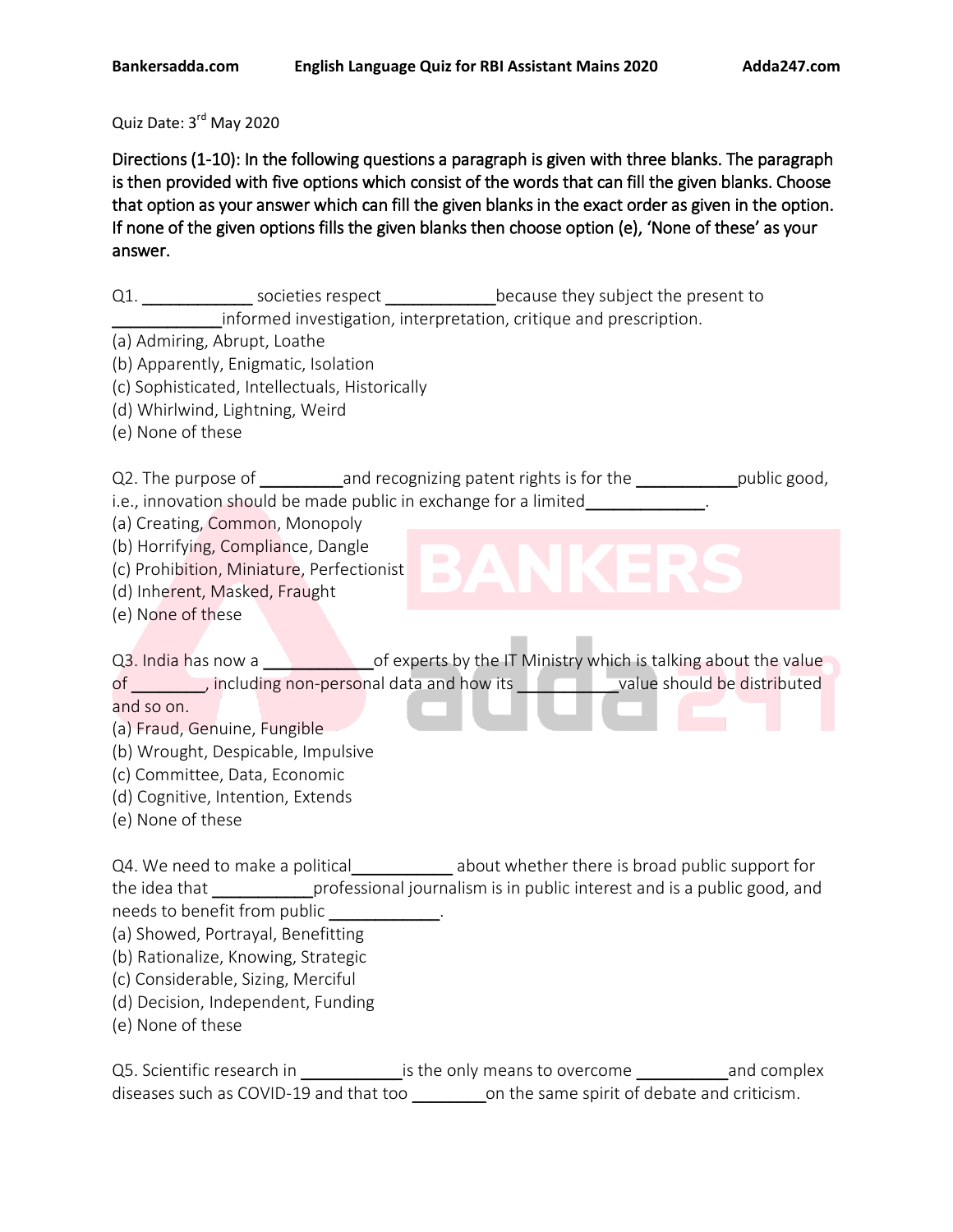Quiz Date: 3rd May 2020

**Directions (1-10): In the following questions a paragraph is given with three blanks. The paragraph is then provided with five options which consist of the words that can fill the given blanks. Choose that option as your answer which can fill the given blanks in the exact order as given in the option. If none of the given options fills the given blanks then choose option (e), 'None of these' as your answer.**

Q1. ____________ societies respect ____________because they subject the present to ____________informed investigation, interpretation, critique and prescription.

(a) Admiring, Abrupt, Loathe
(b) Apparently, Enigmatic, Isolation
(c) Sophisticated, Intellectuals, Historically
(d) Whirlwind, Lightning, Weird
(e) None of these

Q2. The purpose of _________and recognizing patent rights is for the ___________public good, i.e., innovation should be made public in exchange for a limited_____________.

(a) Creating, Common, Monopoly
(b) Horrifying, Compliance, Dangle
(c) Prohibition, Miniature, Perfectionist
(d) Inherent, Masked, Fraught
(e) None of these

Q3. India has now a ____________of experts by the IT Ministry which is talking about the value of ________, including non-personal data and how its __________value should be distributed and so on.

(a) Fraud, Genuine, Fungible
(b) Wrought, Despicable, Impulsive
(c) Committee, Data, Economic
(d) Cognitive, Intention, Extends
(e) None of these

Q4. We need to make a political___________ about whether there is broad public support for the idea that ___________professional journalism is in public interest and is a public good, and needs to benefit from public ____________.

(a) Showed, Portrayal, Benefitting
(b) Rationalize, Knowing, Strategic
(c) Considerable, Sizing, Merciful
(d) Decision, Independent, Funding
(e) None of these

Q5. Scientific research in ___________is the only means to overcome __________and complex diseases such as COVID-19 and that too ________on the same spirit of debate and criticism.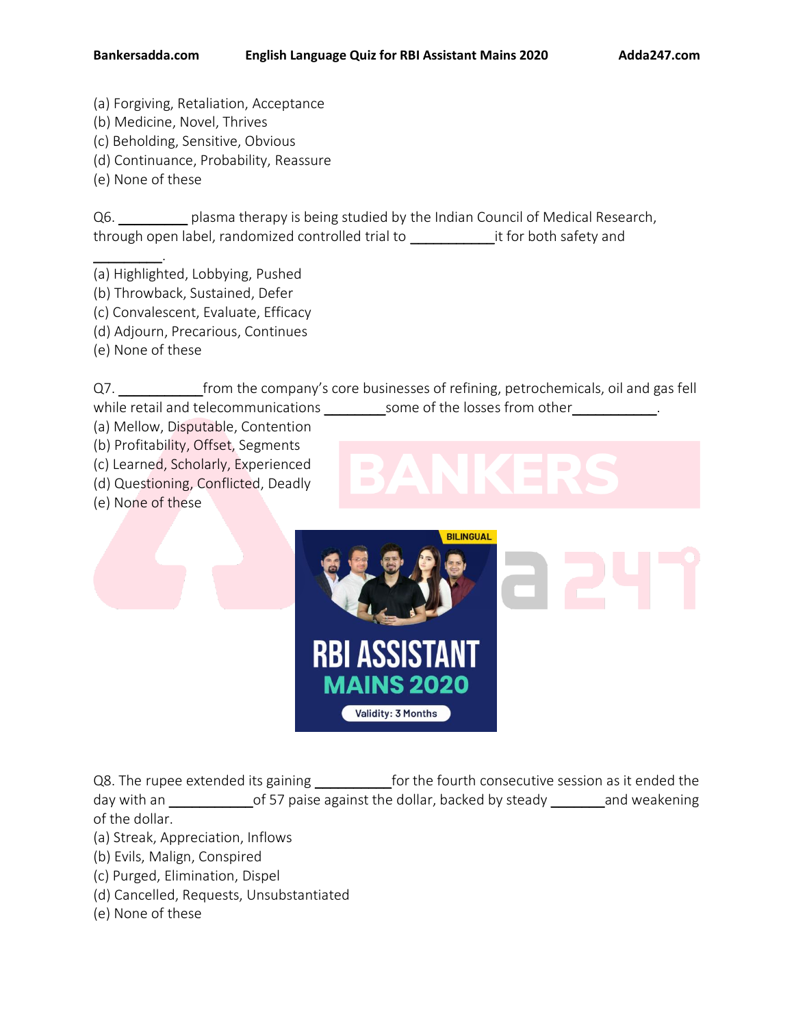(a) Forgiving, Retaliation, Acceptance
(b) Medicine, Novel, Thrives
(c) Beholding, Sensitive, Obvious
(d) Continuance, Probability, Reassure
(e) None of these

Q6. _________ plasma therapy is being studied by the Indian Council of Medical Research, through open label, randomized controlled trial to ___________it for both safety and _________.

(a) Highlighted, Lobbying, Pushed
(b) Throwback, Sustained, Defer
(c) Convalescent, Evaluate, Efficacy
(d) Adjourn, Precarious, Continues
(e) None of these

Q7. ___________from the company's core businesses of refining, petrochemicals, oil and gas fell while retail and telecommunications ________some of the losses from other___________.

(a) Mellow, Disputable, Contention
(b) Profitability, Offset, Segments
(c) Learned, Scholarly, Experienced
(d) Questioning, Conflicted, Deadly
(e) None of these

Q8. The rupee extended its gaining __________for the fourth consecutive session as it ended the day with an ___________of 57 paise against the dollar, backed by steady _______and weakening of the dollar.

(a) Streak, Appreciation, Inflows
(b) Evils, Malign, Conspired
(c) Purged, Elimination, Dispel
(d) Cancelled, Requests, Unsubstantiated
(e) None of these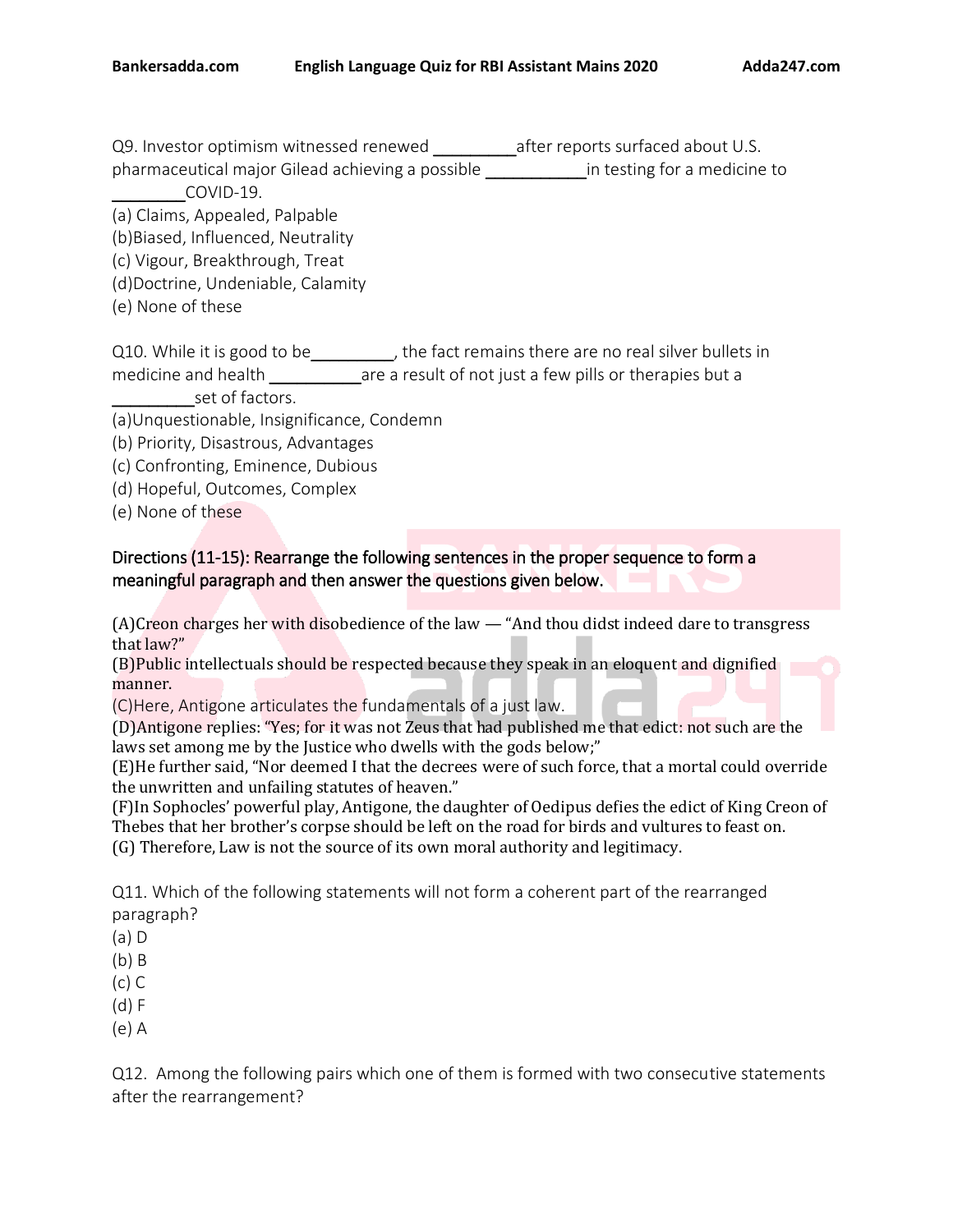Q9. Investor optimism witnessed renewed _________ after reports surfaced about U.S. pharmaceutical major Gilead achieving a possible ___________ in testing for a medicine to ________ COVID-19.

(a) Claims, Appealed, Palpable
(b) Biased, Influenced, Neutrality
(c) Vigour, Breakthrough, Treat
(d) Doctrine, Undeniable, Calamity
(e) None of these

Q10. While it is good to be _________, the fact remains there are no real silver bullets in medicine and health __________ are a result of not just a few pills or therapies but a _________ set of factors.

(a) Unquestionable, Insignificance, Condemn
(b) Priority, Disastrous, Advantages
(c) Confronting, Eminence, Dubious
(d) Hopeful, Outcomes, Complex
(e) None of these

**Directions (11-15): Rearrange the following sentences in the proper sequence to form a meaningful paragraph and then answer the questions given below.**

(A) Creon charges her with disobedience of the law — "And thou didst indeed dare to transgress that law?"
(B) Public intellectuals should be respected because they speak in an eloquent and dignified manner.
(C) Here, Antigone articulates the fundamentals of a just law.
(D) Antigone replies: "Yes; for it was not Zeus that had published me that edict: not such are the laws set among me by the Justice who dwells with the gods below;"
(E) He further said, "Nor deemed I that the decrees were of such force, that a mortal could override the unwritten and unfailing statutes of heaven."
(F) In Sophocles' powerful play, Antigone, the daughter of Oedipus defies the edict of King Creon of Thebes that her brother's corpse should be left on the road for birds and vultures to feast on.
(G) Therefore, Law is not the source of its own moral authority and legitimacy.

Q11. Which of the following statements will not form a coherent part of the rearranged paragraph?

(a) D
(b) B
(c) C
(d) F
(e) A

Q12. Among the following pairs which one of them is formed with two consecutive statements after the rearrangement?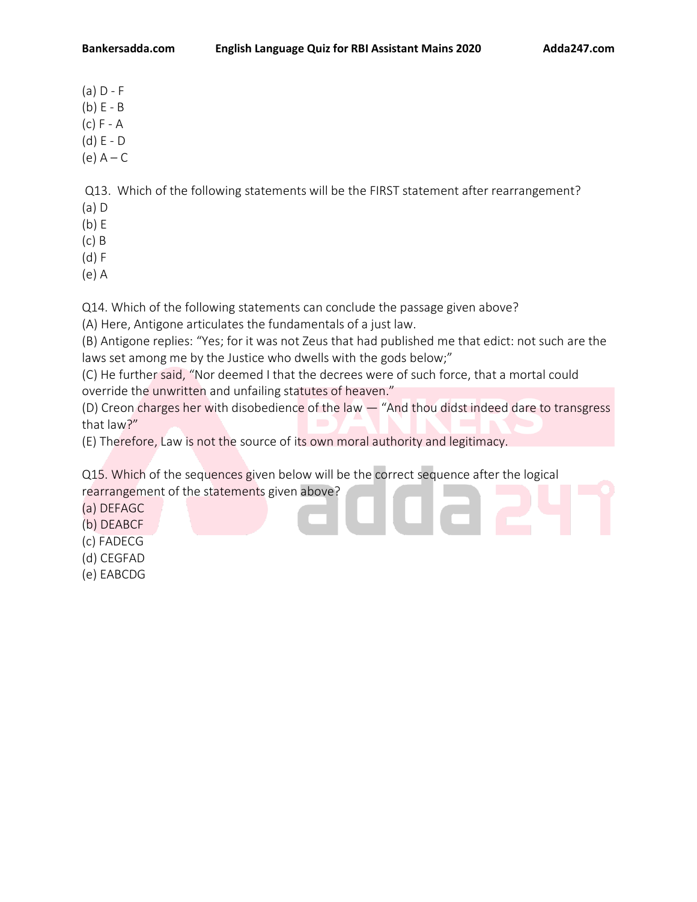(a) D - F
(b) E - B
(c) F - A
(d) E - D
(e) A – C

Q13. Which of the following statements will be the FIRST statement after rearrangement?
(a) D
(b) E
(c) B
(d) F
(e) A

Q14. Which of the following statements can conclude the passage given above?
(A) Here, Antigone articulates the fundamentals of a just law.
(B) Antigone replies: "Yes; for it was not Zeus that had published me that edict: not such are the laws set among me by the Justice who dwells with the gods below;"
(C) He further said, "Nor deemed I that the decrees were of such force, that a mortal could override the unwritten and unfailing statutes of heaven."
(D) Creon charges her with disobedience of the law — "And thou didst indeed dare to transgress that law?"
(E) Therefore, Law is not the source of its own moral authority and legitimacy.

Q15. Which of the sequences given below will be the correct sequence after the logical rearrangement of the statements given above?
(a) DEFAGC
(b) DEABCF
(c) FADECG
(d) CEGFAD
(e) EABCDG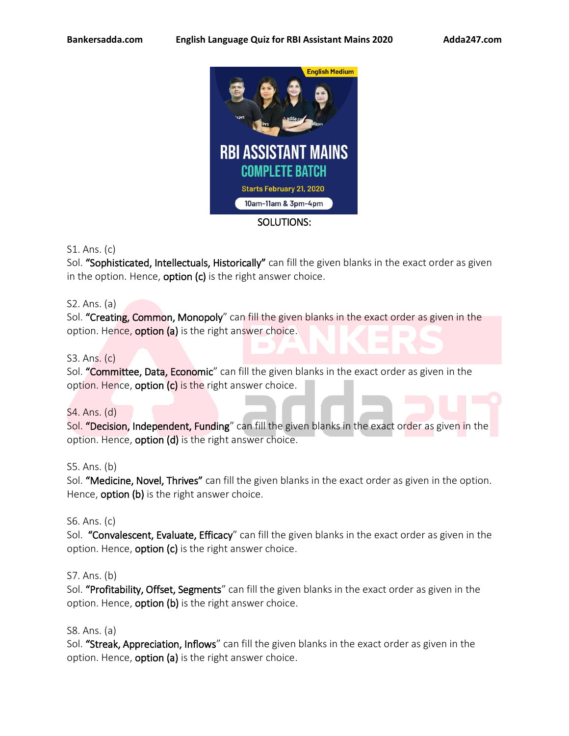SOLUTIONS:

S1. Ans. (c)
Sol. **"Sophisticated, Intellectuals, Historically"** can fill the given blanks in the exact order as given in the option. Hence, **option (c)** is the right answer choice.

S2. Ans. (a)
Sol. **"Creating, Common, Monopoly"** can fill the given blanks in the exact order as given in the option. Hence, **option (a)** is the right answer choice.

S3. Ans. (c)
Sol. **"Committee, Data, Economic"** can fill the given blanks in the exact order as given in the option. Hence, **option (c)** is the right answer choice.

S4. Ans. (d)
Sol. **"Decision, Independent, Funding"** can fill the given blanks in the exact order as given in the option. Hence, **option (d)** is the right answer choice.

S5. Ans. (b)
Sol. **"Medicine, Novel, Thrives"** can fill the given blanks in the exact order as given in the option. Hence, **option (b)** is the right answer choice.

S6. Ans. (c)
Sol. **"Convalescent, Evaluate, Efficacy"** can fill the given blanks in the exact order as given in the option. Hence, **option (c)** is the right answer choice.

S7. Ans. (b)
Sol. **"Profitability, Offset, Segments"** can fill the given blanks in the exact order as given in the option. Hence, **option (b)** is the right answer choice.

S8. Ans. (a)
Sol. **"Streak, Appreciation, Inflows"** can fill the given blanks in the exact order as given in the option. Hence, **option (a)** is the right answer choice.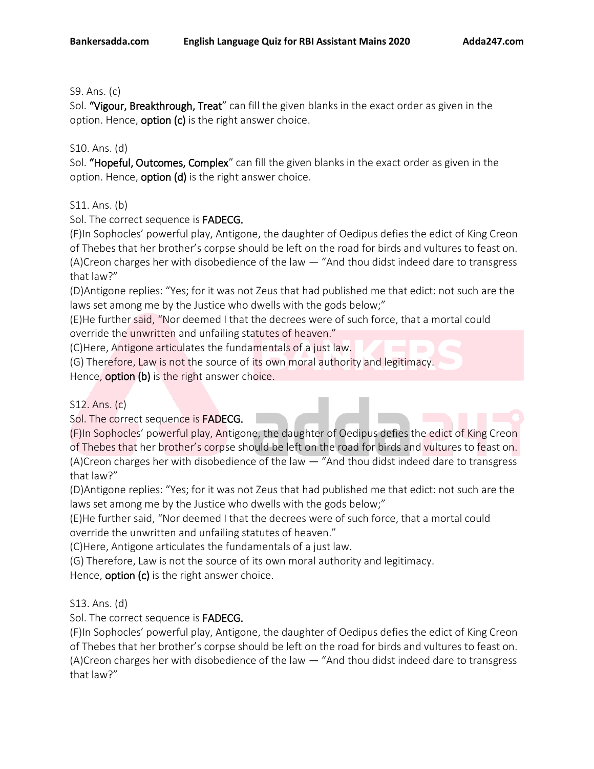S9. Ans. (c)

Sol. **“Vigour, Breakthrough, Treat**” can fill the given blanks in the exact order as given in the option. Hence, **option (c)** is the right answer choice.

S10. Ans. (d)

Sol. **“Hopeful, Outcomes, Complex**” can fill the given blanks in the exact order as given in the option. Hence, **option (d)** is the right answer choice.

S11. Ans. (b)

Sol. The correct sequence is **FADECG.**

(F)In Sophocles’ powerful play, Antigone, the daughter of Oedipus defies the edict of King Creon of Thebes that her brother’s corpse should be left on the road for birds and vultures to feast on.

(A)Creon charges her with disobedience of the law — “And thou didst indeed dare to transgress that law?”

(D)Antigone replies: “Yes; for it was not Zeus that had published me that edict: not such are the laws set among me by the Justice who dwells with the gods below;”

(E)He further said, “Nor deemed I that the decrees were of such force, that a mortal could override the unwritten and unfailing statutes of heaven.”

(C)Here, Antigone articulates the fundamentals of a just law.

(G) Therefore, Law is not the source of its own moral authority and legitimacy.

Hence, **option (b)** is the right answer choice.

S12. Ans. (c)

Sol. The correct sequence is **FADECG.**

(F)In Sophocles’ powerful play, Antigone, the daughter of Oedipus defies the edict of King Creon of Thebes that her brother’s corpse should be left on the road for birds and vultures to feast on.

(A)Creon charges her with disobedience of the law — “And thou didst indeed dare to transgress that law?”

(D)Antigone replies: “Yes; for it was not Zeus that had published me that edict: not such are the laws set among me by the Justice who dwells with the gods below;”

(E)He further said, “Nor deemed I that the decrees were of such force, that a mortal could override the unwritten and unfailing statutes of heaven.”

(C)Here, Antigone articulates the fundamentals of a just law.

(G) Therefore, Law is not the source of its own moral authority and legitimacy.

Hence, **option (c)** is the right answer choice.

S13. Ans. (d)

Sol. The correct sequence is **FADECG.**

(F)In Sophocles’ powerful play, Antigone, the daughter of Oedipus defies the edict of King Creon of Thebes that her brother’s corpse should be left on the road for birds and vultures to feast on.

(A)Creon charges her with disobedience of the law — “And thou didst indeed dare to transgress that law?”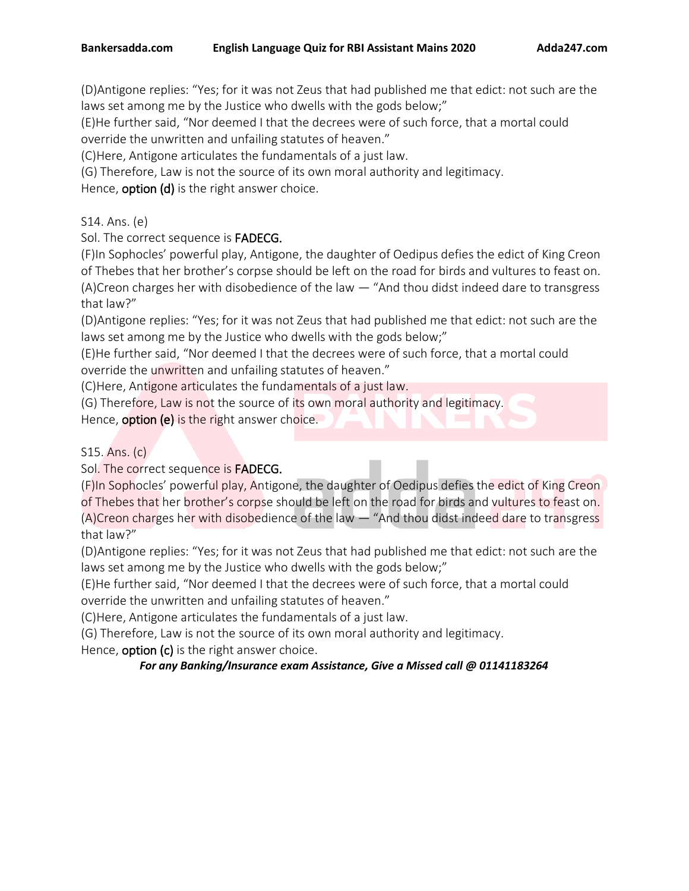(D)Antigone replies: "Yes; for it was not Zeus that had published me that edict: not such are the laws set among me by the Justice who dwells with the gods below;"
(E)He further said, "Nor deemed I that the decrees were of such force, that a mortal could override the unwritten and unfailing statutes of heaven."
(C)Here, Antigone articulates the fundamentals of a just law.
(G) Therefore, Law is not the source of its own moral authority and legitimacy.
Hence, **option (d)** is the right answer choice.

S14. Ans. (e)
Sol. The correct sequence is **FADECG.**
(F)In Sophocles' powerful play, Antigone, the daughter of Oedipus defies the edict of King Creon of Thebes that her brother's corpse should be left on the road for birds and vultures to feast on.
(A)Creon charges her with disobedience of the law — "And thou didst indeed dare to transgress that law?"
(D)Antigone replies: "Yes; for it was not Zeus that had published me that edict: not such are the laws set among me by the Justice who dwells with the gods below;"
(E)He further said, "Nor deemed I that the decrees were of such force, that a mortal could override the unwritten and unfailing statutes of heaven."
(C)Here, Antigone articulates the fundamentals of a just law.
(G) Therefore, Law is not the source of its own moral authority and legitimacy.
Hence, **option (e)** is the right answer choice.

S15. Ans. (c)
Sol. The correct sequence is **FADECG.**
(F)In Sophocles' powerful play, Antigone, the daughter of Oedipus defies the edict of King Creon of Thebes that her brother's corpse should be left on the road for birds and vultures to feast on.
(A)Creon charges her with disobedience of the law — "And thou didst indeed dare to transgress that law?"
(D)Antigone replies: "Yes; for it was not Zeus that had published me that edict: not such are the laws set among me by the Justice who dwells with the gods below;"
(E)He further said, "Nor deemed I that the decrees were of such force, that a mortal could override the unwritten and unfailing statutes of heaven."
(C)Here, Antigone articulates the fundamentals of a just law.
(G) Therefore, Law is not the source of its own moral authority and legitimacy.
Hence, **option (c)** is the right answer choice.